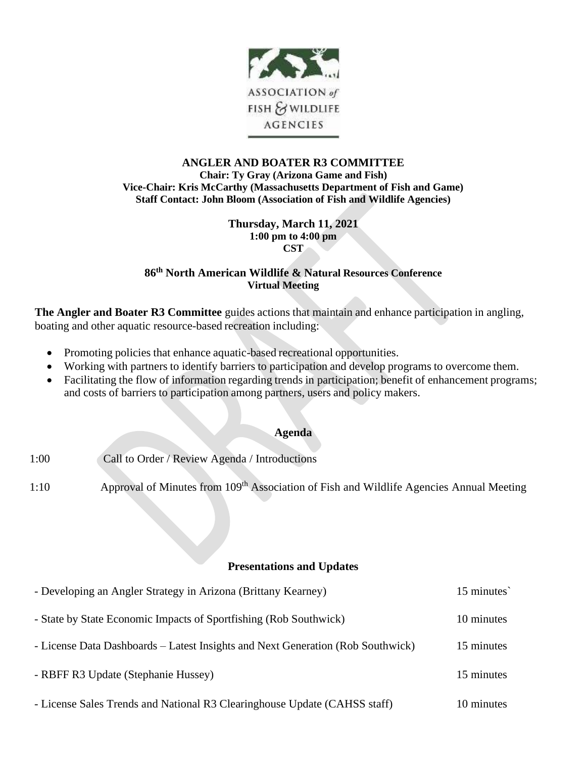ASSOCIATION *of* FISH & WILDLIFE AGENCIES

**ANGLER AND BOATER R3 COMMITTEE**
**Chair: Ty Gray (Arizona Game and Fish)**
**Vice-Chair: Kris McCarthy (Massachusetts Department of Fish and Game)**
**Staff Contact: John Bloom (Association of Fish and Wildlife Agencies)**

**Thursday, March 11, 2021**
**1:00 pm to 4:00 pm**
**CST**

**86th North American Wildlife & Natural Resources Conference**
**Virtual Meeting**

**The Angler and Boater R3 Committee** guides actions that maintain and enhance participation in angling, boating and other aquatic resource-based recreation including:

- Promoting policies that enhance aquatic-based recreational opportunities.
- Working with partners to identify barriers to participation and develop programs to overcome them.
- Facilitating the flow of information regarding trends in participation; benefit of enhancement programs; and costs of barriers to participation among partners, users and policy makers.

## Agenda

1:00 Call to Order / Review Agenda / Introductions

1:10 Approval of Minutes from 109th Association of Fish and Wildlife Agencies Annual Meeting

### Presentations and Updates

| | |
|---|---|
| - Developing an Angler Strategy in Arizona (Brittany Kearney) | 15 minutes` |
| - State by State Economic Impacts of Sportfishing (Rob Southwick) | 10 minutes |
| - License Data Dashboards – Latest Insights and Next Generation (Rob Southwick) | 15 minutes |
| - RBFF R3 Update (Stephanie Hussey) | 15 minutes |
| - License Sales Trends and National R3 Clearinghouse Update (CAHSS staff) | 10 minutes |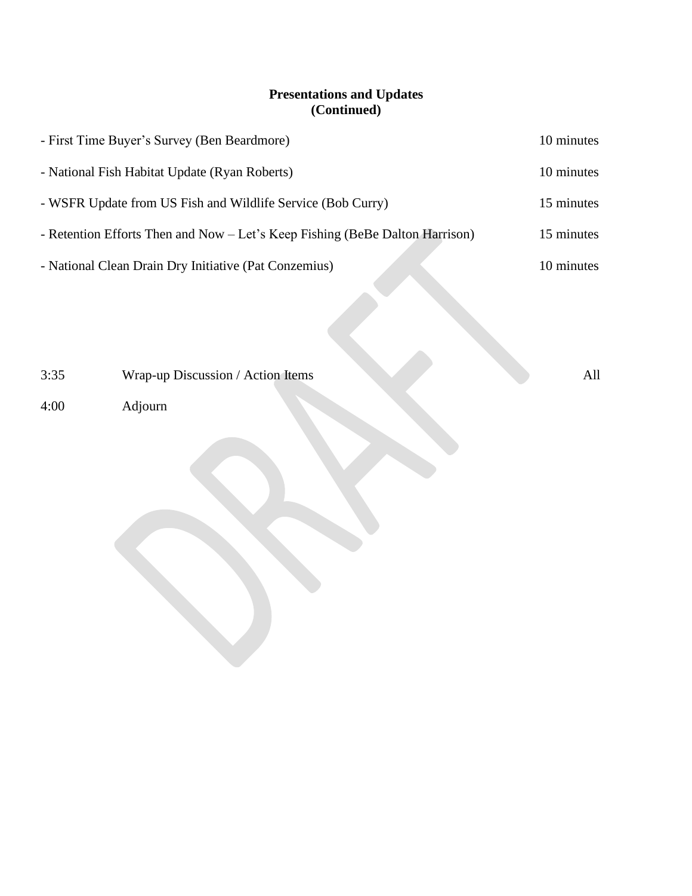**Presentations and Updates**
**(Continued)**

| | |
|---|---|
| - First Time Buyer's Survey (Ben Beardmore) | 10 minutes |
| - National Fish Habitat Update (Ryan Roberts) | 10 minutes |
| - WSFR Update from US Fish and Wildlife Service (Bob Curry) | 15 minutes |
| - Retention Efforts Then and Now – Let's Keep Fishing (BeBe Dalton Harrison) | 15 minutes |
| - National Clean Drain Dry Initiative (Pat Conzemius) | 10 minutes |

| | | |
|---|---|---|
| 3:35 | Wrap-up Discussion / Action Items | All |
| 4:00 | Adjourn | |

DRAFT